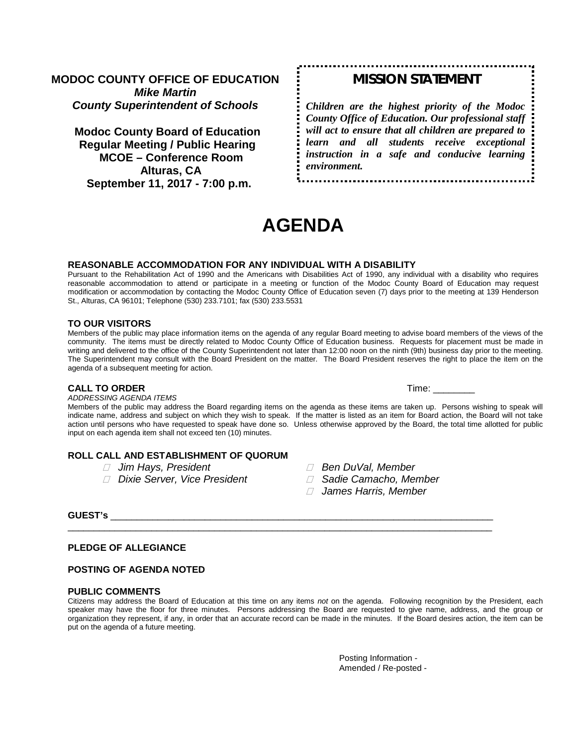**MODOC COUNTY OFFICE OF EDUCATION**
***Mike Martin***
***County Superintendent of Schools***

**Modoc County Board of Education**
**Regular Meeting / Public Hearing**
**MCOE – Conference Room**
**Alturas, CA**
**September 11, 2017 - 7:00 p.m.**

## MISSION STATEMENT

***Children are the highest priority of the Modoc County Office of Education. Our professional staff will act to ensure that all children are prepared to learn and all students receive exceptional instruction in a safe and conducive learning environment.***

# AGENDA

### REASONABLE ACCOMMODATION FOR ANY INDIVIDUAL WITH A DISABILITY

Pursuant to the Rehabilitation Act of 1990 and the Americans with Disabilities Act of 1990, any individual with a disability who requires reasonable accommodation to attend or participate in a meeting or function of the Modoc County Board of Education may request modification or accommodation by contacting the Modoc County Office of Education seven (7) days prior to the meeting at 139 Henderson St., Alturas, CA 96101; Telephone (530) 233.7101; fax (530) 233.5531

### TO OUR VISITORS

Members of the public may place information items on the agenda of any regular Board meeting to advise board members of the views of the community. The items must be directly related to Modoc County Office of Education business. Requests for placement must be made in writing and delivered to the office of the County Superintendent not later than 12:00 noon on the ninth (9th) business day prior to the meeting. The Superintendent may consult with the Board President on the matter. The Board President reserves the right to place the item on the agenda of a subsequent meeting for action.

### CALL TO ORDER

Time: ________

*ADDRESSING AGENDA ITEMS*

Members of the public may address the Board regarding items on the agenda as these items are taken up. Persons wishing to speak will indicate name, address and subject on which they wish to speak. If the matter is listed as an item for Board action, the Board will not take action until persons who have requested to speak have done so. Unless otherwise approved by the Board, the total time allotted for public input on each agenda item shall not exceed ten (10) minutes.

### ROLL CALL AND ESTABLISHMENT OF QUORUM

- *Jim Hays, President*
- *Dixie Server, Vice President*
- *Ben DuVal, Member*
- *Sadie Camacho, Member*
- *James Harris, Member*

**GUEST's** ______________________________________________________________________________
_________________________________________________________________________________________

### PLEDGE OF ALLEGIANCE

### POSTING OF AGENDA NOTED

### PUBLIC COMMENTS

Citizens may address the Board of Education at this time on any items *not* on the agenda. Following recognition by the President, each speaker may have the floor for three minutes. Persons addressing the Board are requested to give name, address, and the group or organization they represent, if any, in order that an accurate record can be made in the minutes. If the Board desires action, the item can be put on the agenda of a future meeting.

Posting Information -
Amended / Re-posted -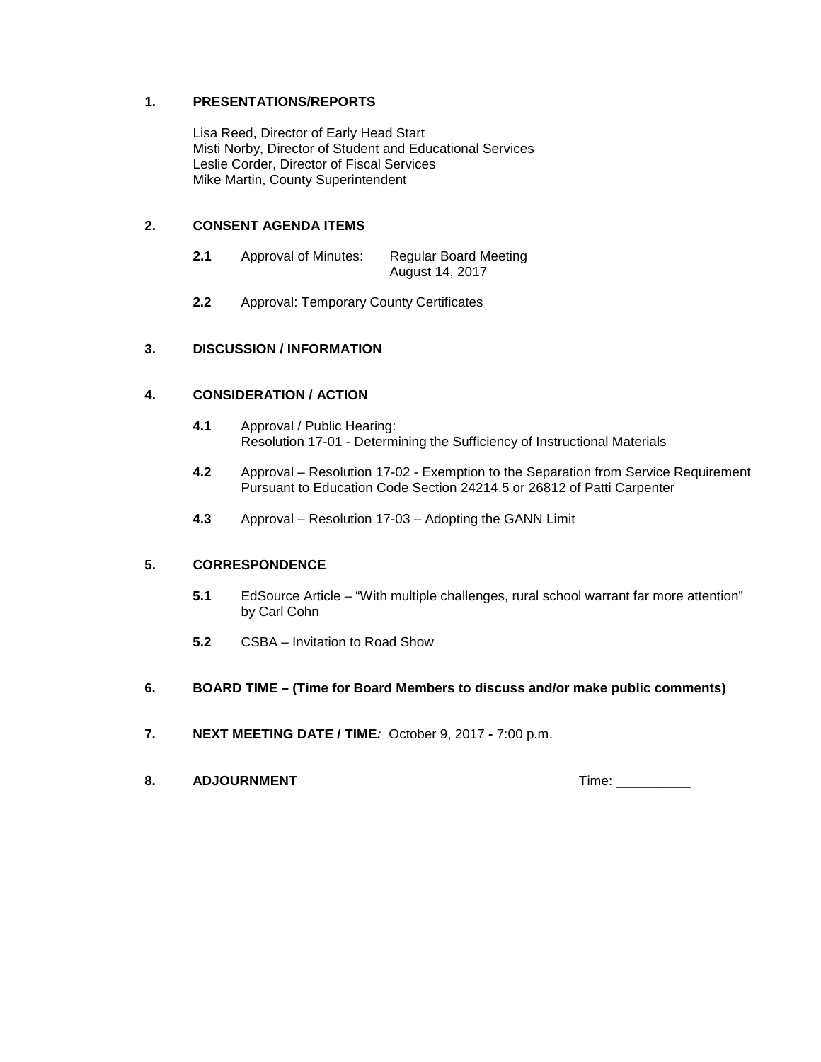**1. PRESENTATIONS/REPORTS**

Lisa Reed, Director of Early Head Start
Misti Norby, Director of Student and Educational Services
Leslie Corder, Director of Fiscal Services
Mike Martin, County Superintendent

**2. CONSENT AGENDA ITEMS**

**2.1** Approval of Minutes: Regular Board Meeting
August 14, 2017

**2.2** Approval: Temporary County Certificates

**3. DISCUSSION / INFORMATION**

**4. CONSIDERATION / ACTION**

**4.1** Approval / Public Hearing:
Resolution 17-01 - Determining the Sufficiency of Instructional Materials

**4.2** Approval – Resolution 17-02 - Exemption to the Separation from Service Requirement Pursuant to Education Code Section 24214.5 or 26812 of Patti Carpenter

**4.3** Approval – Resolution 17-03 – Adopting the GANN Limit

**5. CORRESPONDENCE**

**5.1** EdSource Article – "With multiple challenges, rural school warrant far more attention" by Carl Cohn

**5.2** CSBA – Invitation to Road Show

**6. BOARD TIME – (Time for Board Members to discuss and/or make public comments)**

**7. NEXT MEETING DATE / TIME***:* October 9, 2017 **-** 7:00 p.m.

**8. ADJOURNMENT** Time: __________